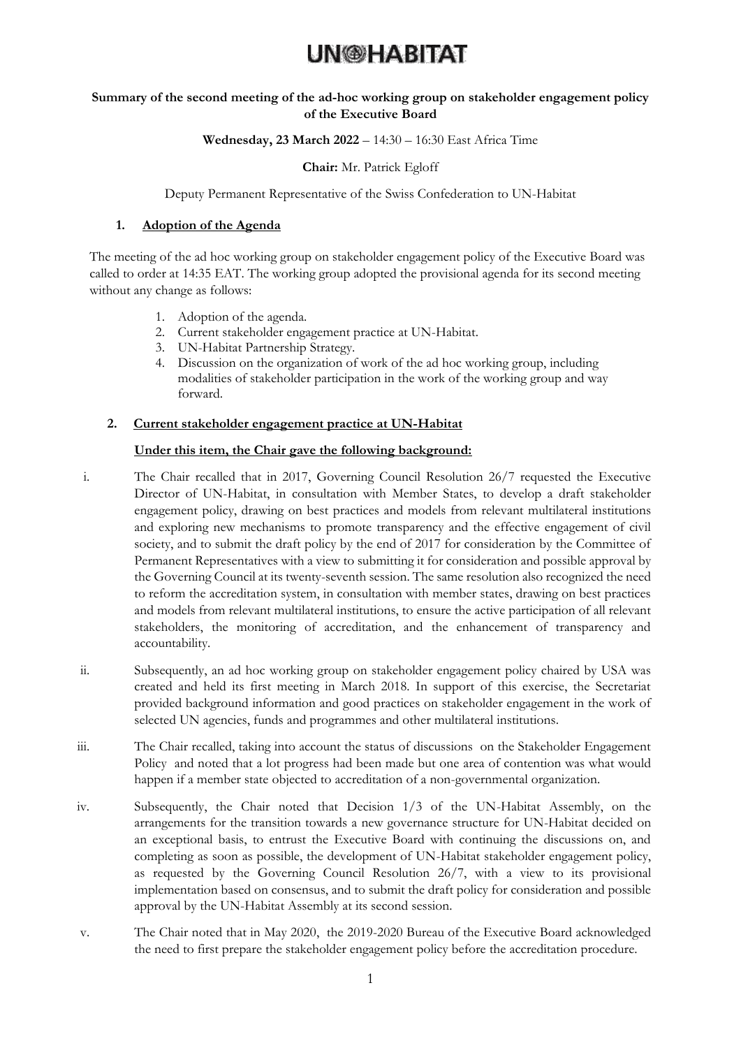# UN-HABITAT

**Summary of the second meeting of the ad-hoc working group on stakeholder engagement policy of the Executive Board**

**Wednesday, 23 March 2022** – 14:30 – 16:30 East Africa Time

**Chair:** Mr. Patrick Egloff

Deputy Permanent Representative of the Swiss Confederation to UN-Habitat

## 1. Adoption of the Agenda

The meeting of the ad hoc working group on stakeholder engagement policy of the Executive Board was called to order at 14:35 EAT. The working group adopted the provisional agenda for its second meeting without any change as follows:

1. Adoption of the agenda.
2. Current stakeholder engagement practice at UN-Habitat.
3. UN-Habitat Partnership Strategy.
4. Discussion on the organization of work of the ad hoc working group, including modalities of stakeholder participation in the work of the working group and way forward.

## 2. Current stakeholder engagement practice at UN-Habitat

**Under this item, the Chair gave the following background:**

i. The Chair recalled that in 2017, Governing Council Resolution 26/7 requested the Executive Director of UN-Habitat, in consultation with Member States, to develop a draft stakeholder engagement policy, drawing on best practices and models from relevant multilateral institutions and exploring new mechanisms to promote transparency and the effective engagement of civil society, and to submit the draft policy by the end of 2017 for consideration by the Committee of Permanent Representatives with a view to submitting it for consideration and possible approval by the Governing Council at its twenty-seventh session. The same resolution also recognized the need to reform the accreditation system, in consultation with member states, drawing on best practices and models from relevant multilateral institutions, to ensure the active participation of all relevant stakeholders, the monitoring of accreditation, and the enhancement of transparency and accountability.

ii. Subsequently, an ad hoc working group on stakeholder engagement policy chaired by USA was created and held its first meeting in March 2018. In support of this exercise, the Secretariat provided background information and good practices on stakeholder engagement in the work of selected UN agencies, funds and programmes and other multilateral institutions.

iii. The Chair recalled, taking into account the status of discussions on the Stakeholder Engagement Policy and noted that a lot progress had been made but one area of contention was what would happen if a member state objected to accreditation of a non-governmental organization.

iv. Subsequently, the Chair noted that Decision 1/3 of the UN-Habitat Assembly, on the arrangements for the transition towards a new governance structure for UN-Habitat decided on an exceptional basis, to entrust the Executive Board with continuing the discussions on, and completing as soon as possible, the development of UN-Habitat stakeholder engagement policy, as requested by the Governing Council Resolution 26/7, with a view to its provisional implementation based on consensus, and to submit the draft policy for consideration and possible approval by the UN-Habitat Assembly at its second session.

v. The Chair noted that in May 2020, the 2019-2020 Bureau of the Executive Board acknowledged the need to first prepare the stakeholder engagement policy before the accreditation procedure.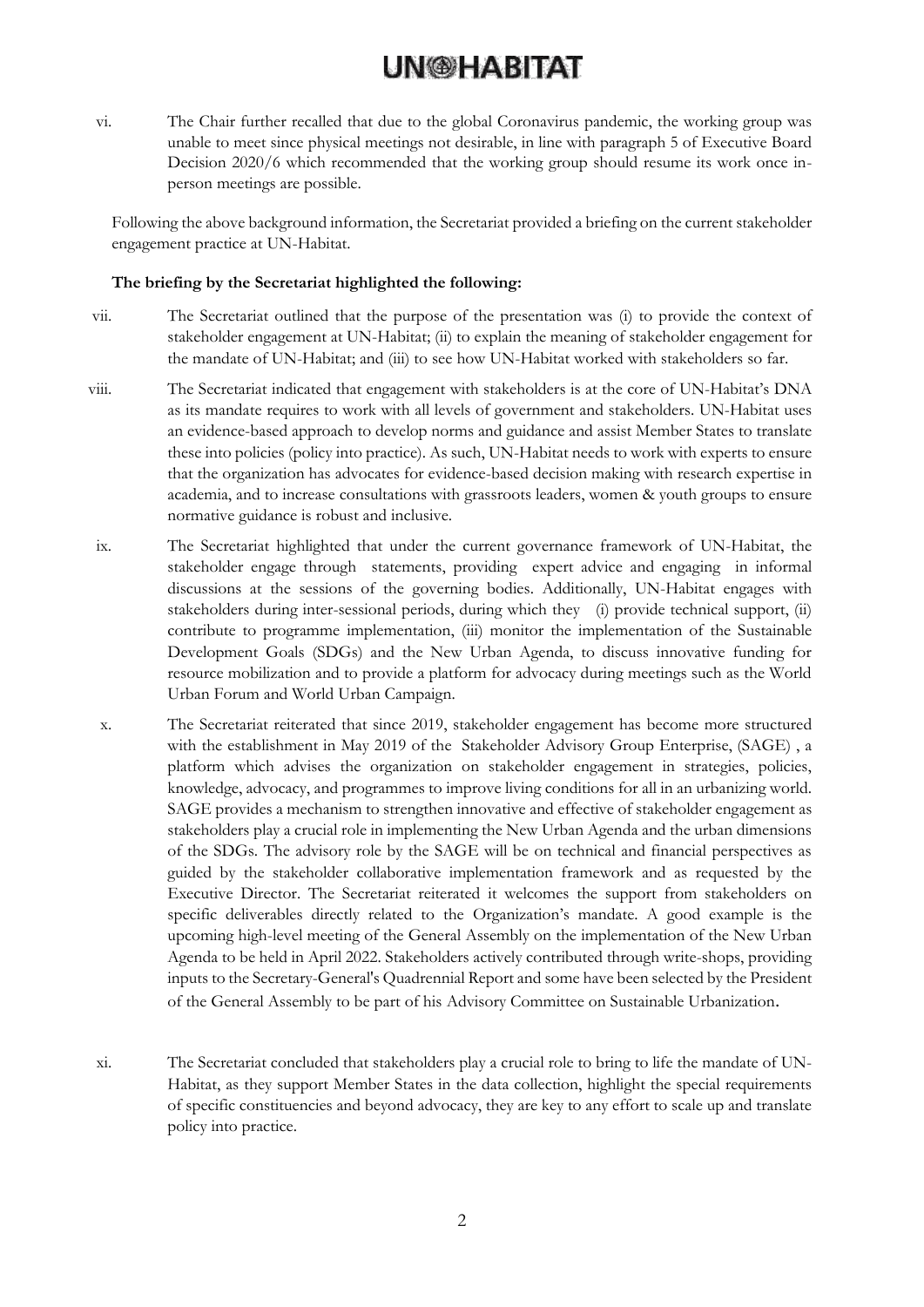vi. The Chair further recalled that due to the global Coronavirus pandemic, the working group was unable to meet since physical meetings not desirable, in line with paragraph 5 of Executive Board Decision 2020/6 which recommended that the working group should resume its work once in-person meetings are possible.

Following the above background information, the Secretariat provided a briefing on the current stakeholder engagement practice at UN-Habitat.

**The briefing by the Secretariat highlighted the following:**

vii. The Secretariat outlined that the purpose of the presentation was (i) to provide the context of stakeholder engagement at UN-Habitat; (ii) to explain the meaning of stakeholder engagement for the mandate of UN-Habitat; and (iii) to see how UN-Habitat worked with stakeholders so far.

viii. The Secretariat indicated that engagement with stakeholders is at the core of UN-Habitat's DNA as its mandate requires to work with all levels of government and stakeholders. UN-Habitat uses an evidence-based approach to develop norms and guidance and assist Member States to translate these into policies (policy into practice). As such, UN-Habitat needs to work with experts to ensure that the organization has advocates for evidence-based decision making with research expertise in academia, and to increase consultations with grassroots leaders, women & youth groups to ensure normative guidance is robust and inclusive.

ix. The Secretariat highlighted that under the current governance framework of UN-Habitat, the stakeholder engage through statements, providing expert advice and engaging in informal discussions at the sessions of the governing bodies. Additionally, UN-Habitat engages with stakeholders during inter-sessional periods, during which they (i) provide technical support, (ii) contribute to programme implementation, (iii) monitor the implementation of the Sustainable Development Goals (SDGs) and the New Urban Agenda, to discuss innovative funding for resource mobilization and to provide a platform for advocacy during meetings such as the World Urban Forum and World Urban Campaign.

x. The Secretariat reiterated that since 2019, stakeholder engagement has become more structured with the establishment in May 2019 of the Stakeholder Advisory Group Enterprise, (SAGE) , a platform which advises the organization on stakeholder engagement in strategies, policies, knowledge, advocacy, and programmes to improve living conditions for all in an urbanizing world. SAGE provides a mechanism to strengthen innovative and effective of stakeholder engagement as stakeholders play a crucial role in implementing the New Urban Agenda and the urban dimensions of the SDGs. The advisory role by the SAGE will be on technical and financial perspectives as guided by the stakeholder collaborative implementation framework and as requested by the Executive Director. The Secretariat reiterated it welcomes the support from stakeholders on specific deliverables directly related to the Organization's mandate. A good example is the upcoming high-level meeting of the General Assembly on the implementation of the New Urban Agenda to be held in April 2022. Stakeholders actively contributed through write-shops, providing inputs to the Secretary-General's Quadrennial Report and some have been selected by the President of the General Assembly to be part of his Advisory Committee on Sustainable Urbanization.

xi. The Secretariat concluded that stakeholders play a crucial role to bring to life the mandate of UN-Habitat, as they support Member States in the data collection, highlight the special requirements of specific constituencies and beyond advocacy, they are key to any effort to scale up and translate policy into practice.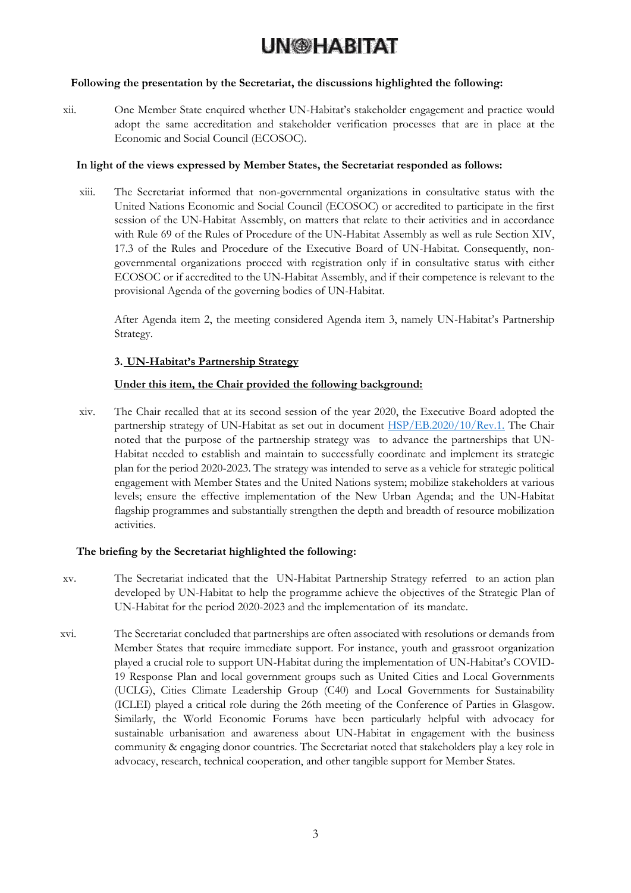**Following the presentation by the Secretariat, the discussions highlighted the following:**

xii. One Member State enquired whether UN-Habitat's stakeholder engagement and practice would adopt the same accreditation and stakeholder verification processes that are in place at the Economic and Social Council (ECOSOC).

**In light of the views expressed by Member States, the Secretariat responded as follows:**

xiii. The Secretariat informed that non-governmental organizations in consultative status with the United Nations Economic and Social Council (ECOSOC) or accredited to participate in the first session of the UN-Habitat Assembly, on matters that relate to their activities and in accordance with Rule 69 of the Rules of Procedure of the UN-Habitat Assembly as well as rule Section XIV, 17.3 of the Rules and Procedure of the Executive Board of UN-Habitat. Consequently, non-governmental organizations proceed with registration only if in consultative status with either ECOSOC or if accredited to the UN-Habitat Assembly, and if their competence is relevant to the provisional Agenda of the governing bodies of UN-Habitat.

After Agenda item 2, the meeting considered Agenda item 3, namely UN-Habitat's Partnership Strategy.

**3. UN-Habitat's Partnership Strategy**

**Under this item, the Chair provided the following background:**

xiv. The Chair recalled that at its second session of the year 2020, the Executive Board adopted the partnership strategy of UN-Habitat as set out in document HSP/EB.2020/10/Rev.1. The Chair noted that the purpose of the partnership strategy was to advance the partnerships that UN-Habitat needed to establish and maintain to successfully coordinate and implement its strategic plan for the period 2020-2023. The strategy was intended to serve as a vehicle for strategic political engagement with Member States and the United Nations system; mobilize stakeholders at various levels; ensure the effective implementation of the New Urban Agenda; and the UN-Habitat flagship programmes and substantially strengthen the depth and breadth of resource mobilization activities.

**The briefing by the Secretariat highlighted the following:**

xv. The Secretariat indicated that the UN-Habitat Partnership Strategy referred to an action plan developed by UN-Habitat to help the programme achieve the objectives of the Strategic Plan of UN-Habitat for the period 2020-2023 and the implementation of its mandate.

xvi. The Secretariat concluded that partnerships are often associated with resolutions or demands from Member States that require immediate support. For instance, youth and grassroot organization played a crucial role to support UN-Habitat during the implementation of UN-Habitat's COVID-19 Response Plan and local government groups such as United Cities and Local Governments (UCLG), Cities Climate Leadership Group (C40) and Local Governments for Sustainability (ICLEI) played a critical role during the 26th meeting of the Conference of Parties in Glasgow. Similarly, the World Economic Forums have been particularly helpful with advocacy for sustainable urbanisation and awareness about UN-Habitat in engagement with the business community & engaging donor countries. The Secretariat noted that stakeholders play a key role in advocacy, research, technical cooperation, and other tangible support for Member States.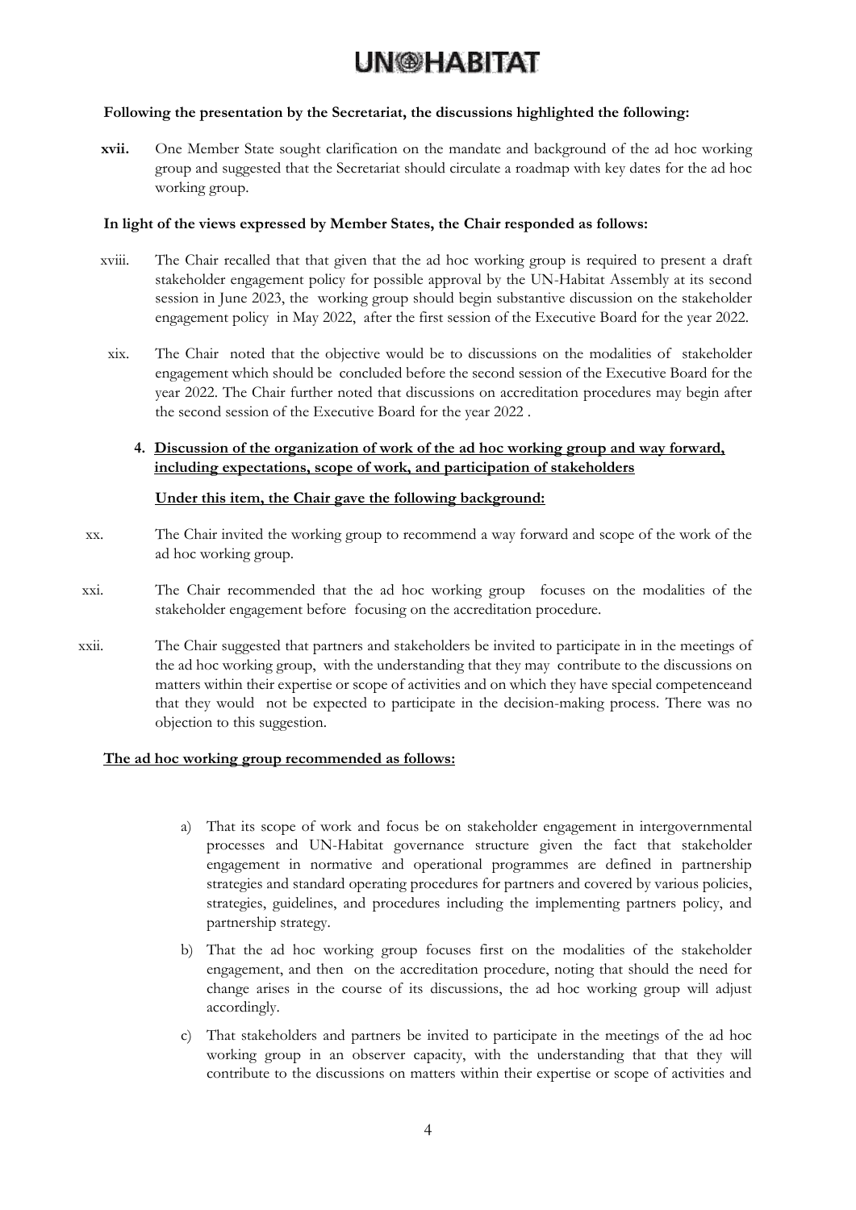**Following the presentation by the Secretariat, the discussions highlighted the following:**

**xvii.** One Member State sought clarification on the mandate and background of the ad hoc working group and suggested that the Secretariat should circulate a roadmap with key dates for the ad hoc working group.

**In light of the views expressed by Member States, the Chair responded as follows:**

xviii. The Chair recalled that that given that the ad hoc working group is required to present a draft stakeholder engagement policy for possible approval by the UN-Habitat Assembly at its second session in June 2023, the working group should begin substantive discussion on the stakeholder engagement policy in May 2022, after the first session of the Executive Board for the year 2022.

xix. The Chair noted that the objective would be to discussions on the modalities of stakeholder engagement which should be concluded before the second session of the Executive Board for the year 2022. The Chair further noted that discussions on accreditation procedures may begin after the second session of the Executive Board for the year 2022 .

**4. <u>Discussion of the organization of work of the ad hoc working group and way forward, including expectations, scope of work, and participation of stakeholders</u>**

**<u>Under this item, the Chair gave the following background:</u>**

xx. The Chair invited the working group to recommend a way forward and scope of the work of the ad hoc working group.

xxi. The Chair recommended that the ad hoc working group focuses on the modalities of the stakeholder engagement before focusing on the accreditation procedure.

xxii. The Chair suggested that partners and stakeholders be invited to participate in in the meetings of the ad hoc working group, with the understanding that they may contribute to the discussions on matters within their expertise or scope of activities and on which they have special competenceand that they would not be expected to participate in the decision-making process. There was no objection to this suggestion.

**<u>The ad hoc working group recommended as follows:</u>**

a) That its scope of work and focus be on stakeholder engagement in intergovernmental processes and UN-Habitat governance structure given the fact that stakeholder engagement in normative and operational programmes are defined in partnership strategies and standard operating procedures for partners and covered by various policies, strategies, guidelines, and procedures including the implementing partners policy, and partnership strategy.

b) That the ad hoc working group focuses first on the modalities of the stakeholder engagement, and then on the accreditation procedure, noting that should the need for change arises in the course of its discussions, the ad hoc working group will adjust accordingly.

c) That stakeholders and partners be invited to participate in the meetings of the ad hoc working group in an observer capacity, with the understanding that that they will contribute to the discussions on matters within their expertise or scope of activities and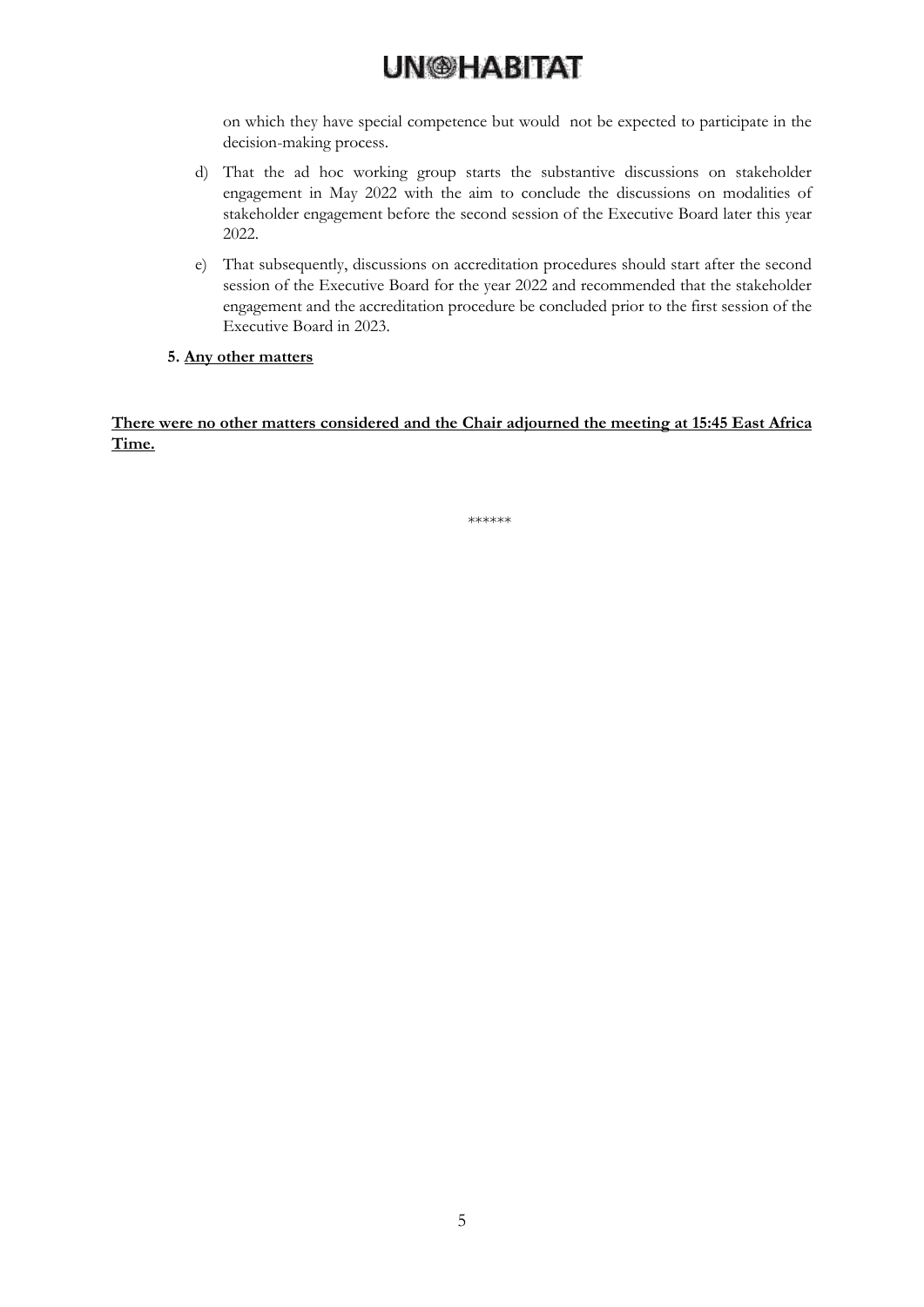on which they have special competence but would not be expected to participate in the decision-making process.

d) That the ad hoc working group starts the substantive discussions on stakeholder engagement in May 2022 with the aim to conclude the discussions on modalities of stakeholder engagement before the second session of the Executive Board later this year 2022.

e) That subsequently, discussions on accreditation procedures should start after the second session of the Executive Board for the year 2022 and recommended that the stakeholder engagement and the accreditation procedure be concluded prior to the first session of the Executive Board in 2023.

**5. Any other matters**

**There were no other matters considered and the Chair adjourned the meeting at 15:45 East Africa Time.**

******